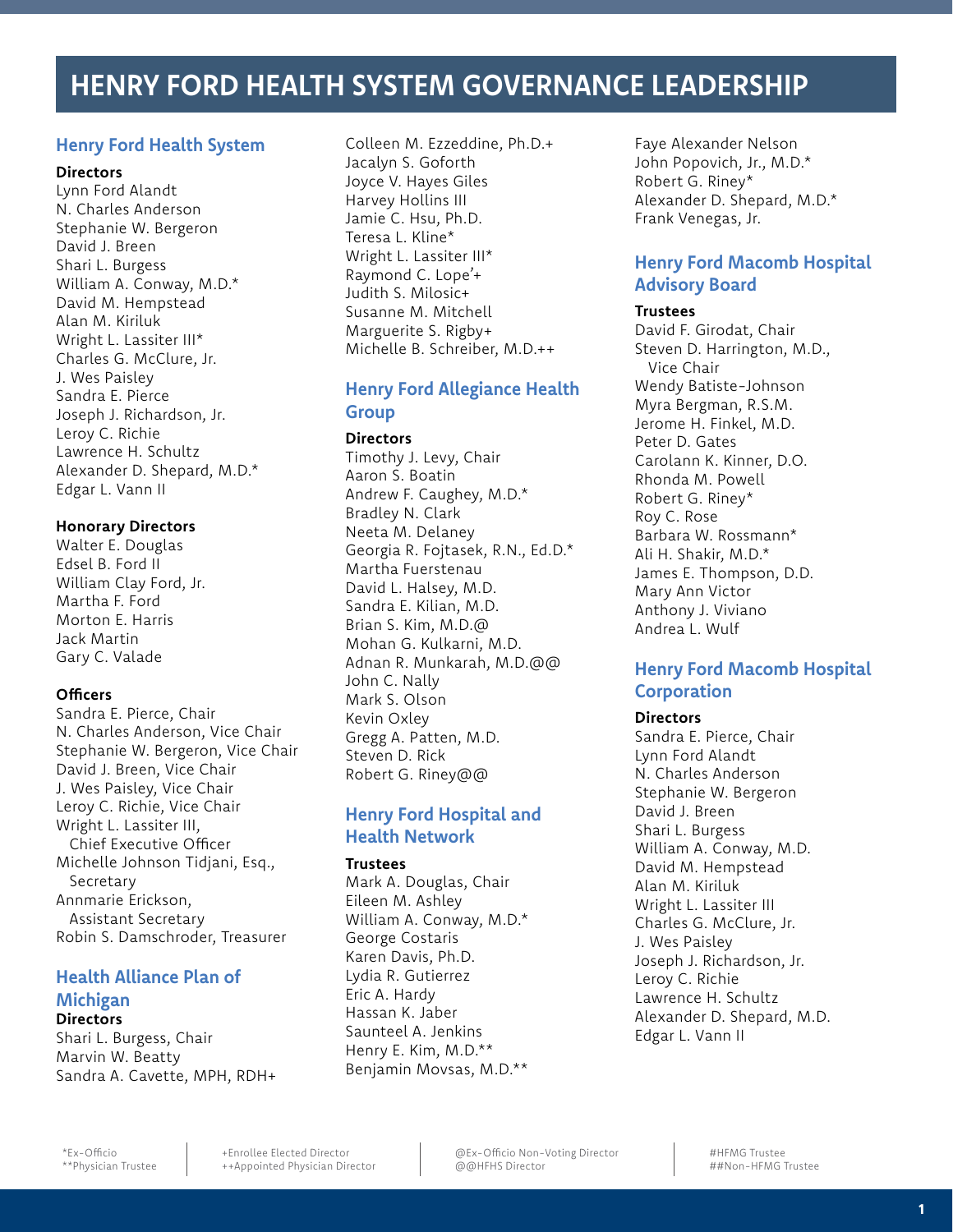# HENRY FORD HEALTH SYSTEM GOVERNANCE LEADERSHIP

## Henry Ford Health System

**Directors**

Lynn Ford Alandt
N. Charles Anderson
Stephanie W. Bergeron
David J. Breen
Shari L. Burgess
William A. Conway, M.D.*
David M. Hempstead
Alan M. Kiriluk
Wright L. Lassiter III*
Charles G. McClure, Jr.
J. Wes Paisley
Sandra E. Pierce
Joseph J. Richardson, Jr.
Leroy C. Richie
Lawrence H. Schultz
Alexander D. Shepard, M.D.*
Edgar L. Vann II

**Honorary Directors**

Walter E. Douglas
Edsel B. Ford II
William Clay Ford, Jr.
Martha F. Ford
Morton E. Harris
Jack Martin
Gary C. Valade

**Officers**

Sandra E. Pierce, Chair
N. Charles Anderson, Vice Chair
Stephanie W. Bergeron, Vice Chair
David J. Breen, Vice Chair
J. Wes Paisley, Vice Chair
Leroy C. Richie, Vice Chair
Wright L. Lassiter III, Chief Executive Officer
Michelle Johnson Tidjani, Esq., Secretary
Annmarie Erickson, Assistant Secretary
Robin S. Damschroder, Treasurer

## Health Alliance Plan of Michigan

**Directors**

Shari L. Burgess, Chair
Marvin W. Beatty
Sandra A. Cavette, MPH, RDH+
Colleen M. Ezzeddine, Ph.D.+
Jacalyn S. Goforth
Joyce V. Hayes Giles
Harvey Hollins III
Jamie C. Hsu, Ph.D.
Teresa L. Kline*
Wright L. Lassiter III*
Raymond C. Lope'+
Judith S. Milosic+
Susanne M. Mitchell
Marguerite S. Rigby+
Michelle B. Schreiber, M.D.++

## Henry Ford Allegiance Health Group

**Directors**

Timothy J. Levy, Chair
Aaron S. Boatin
Andrew F. Caughey, M.D.*
Bradley N. Clark
Neeta M. Delaney
Georgia R. Fojtasek, R.N., Ed.D.*
Martha Fuerstenau
David L. Halsey, M.D.
Sandra E. Kilian, M.D.
Brian S. Kim, M.D.@
Mohan G. Kulkarni, M.D.
Adnan R. Munkarah, M.D.@@
John C. Nally
Mark S. Olson
Kevin Oxley
Gregg A. Patten, M.D.
Steven D. Rick
Robert G. Riney@@

## Henry Ford Hospital and Health Network

**Trustees**

Mark A. Douglas, Chair
Eileen M. Ashley
William A. Conway, M.D.*
George Costaris
Karen Davis, Ph.D.
Lydia R. Gutierrez
Eric A. Hardy
Hassan K. Jaber
Saunteel A. Jenkins
Henry E. Kim, M.D.**
Benjamin Movsas, M.D.**
Faye Alexander Nelson
John Popovich, Jr., M.D.*
Robert G. Riney*
Alexander D. Shepard, M.D.*
Frank Venegas, Jr.

## Henry Ford Macomb Hospital Advisory Board

**Trustees**

David F. Girodat, Chair
Steven D. Harrington, M.D., Vice Chair
Wendy Batiste-Johnson
Myra Bergman, R.S.M.
Jerome H. Finkel, M.D.
Peter D. Gates
Carolann K. Kinner, D.O.
Rhonda M. Powell
Robert G. Riney*
Roy C. Rose
Barbara W. Rossmann*
Ali H. Shakir, M.D.*
James E. Thompson, D.D.
Mary Ann Victor
Anthony J. Viviano
Andrea L. Wulf

## Henry Ford Macomb Hospital Corporation

**Directors**

Sandra E. Pierce, Chair
Lynn Ford Alandt
N. Charles Anderson
Stephanie W. Bergeron
David J. Breen
Shari L. Burgess
William A. Conway, M.D.
David M. Hempstead
Alan M. Kiriluk
Wright L. Lassiter III
Charles G. McClure, Jr.
J. Wes Paisley
Joseph J. Richardson, Jr.
Leroy C. Richie
Lawrence H. Schultz
Alexander D. Shepard, M.D.
Edgar L. Vann II

---

*Ex-Officio
**Physician Trustee
+Enrollee Elected Director
++Appointed Physician Director
@Ex-Officio Non-Voting Director
@@HFHS Director
#HFMG Trustee
##Non-HFMG Trustee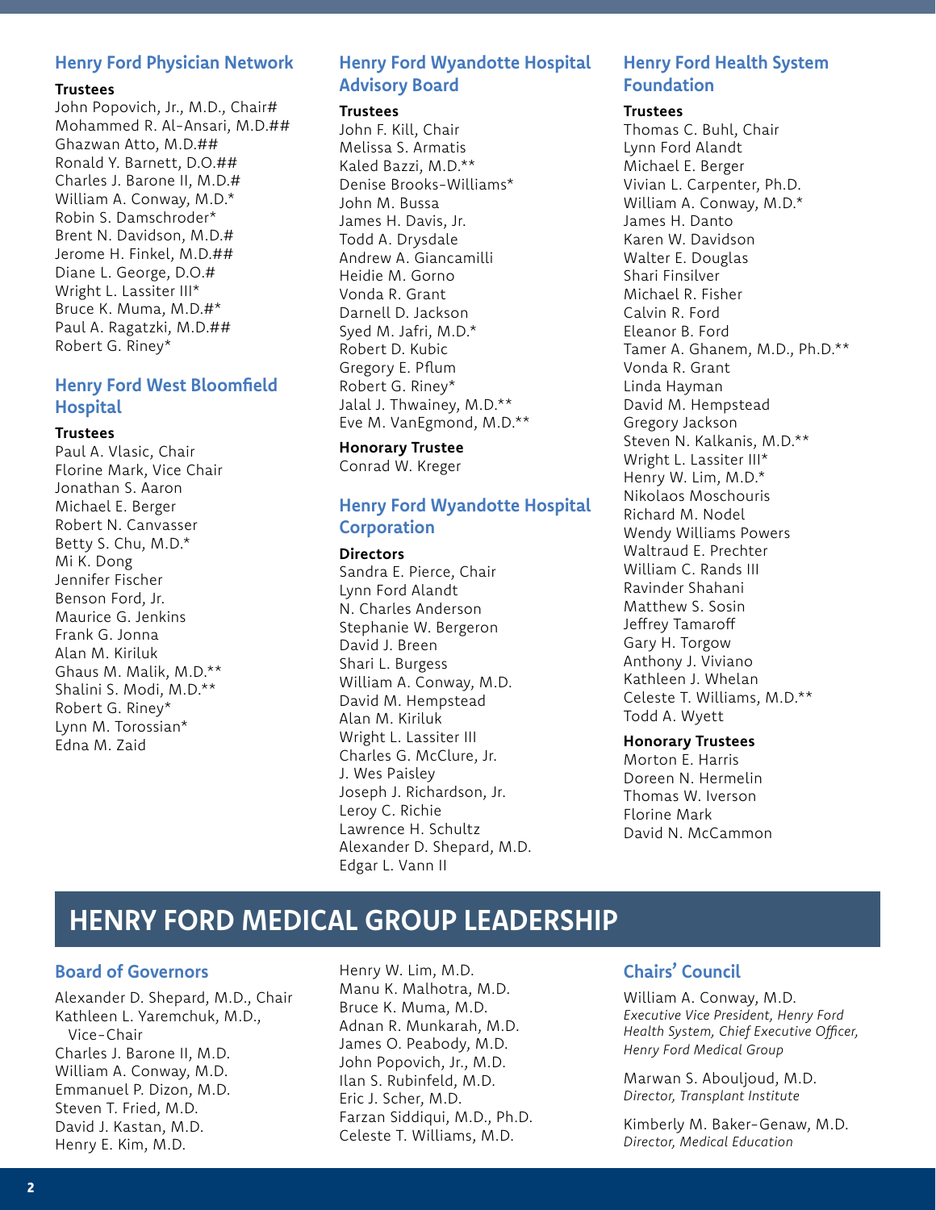## Henry Ford Physician Network

**Trustees**

John Popovich, Jr., M.D., Chair#
Mohammed R. Al-Ansari, M.D.##
Ghazwan Atto, M.D.##
Ronald Y. Barnett, D.O.##
Charles J. Barone II, M.D.#
William A. Conway, M.D.*
Robin S. Damschroder*
Brent N. Davidson, M.D.#
Jerome H. Finkel, M.D.##
Diane L. George, D.O.#
Wright L. Lassiter III*
Bruce K. Muma, M.D.#*
Paul A. Ragatzki, M.D.##
Robert G. Riney*

## Henry Ford West Bloomfield Hospital

**Trustees**

Paul A. Vlasic, Chair
Florine Mark, Vice Chair
Jonathan S. Aaron
Michael E. Berger
Robert N. Canvasser
Betty S. Chu, M.D.*
Mi K. Dong
Jennifer Fischer
Benson Ford, Jr.
Maurice G. Jenkins
Frank G. Jonna
Alan M. Kiriluk
Ghaus M. Malik, M.D.**
Shalini S. Modi, M.D.**
Robert G. Riney*
Lynn M. Torossian*
Edna M. Zaid

## Henry Ford Wyandotte Hospital Advisory Board

**Trustees**

John F. Kill, Chair
Melissa S. Armatis
Kaled Bazzi, M.D.**
Denise Brooks-Williams*
John M. Bussa
James H. Davis, Jr.
Todd A. Drysdale
Andrew A. Giancamilli
Heidie M. Gorno
Vonda R. Grant
Darnell D. Jackson
Syed M. Jafri, M.D.*
Robert D. Kubic
Gregory E. Pflum
Robert G. Riney*
Jalal J. Thwainey, M.D.**
Eve M. VanEgmond, M.D.**

**Honorary Trustee**

Conrad W. Kreger

## Henry Ford Wyandotte Hospital Corporation

**Directors**

Sandra E. Pierce, Chair
Lynn Ford Alandt
N. Charles Anderson
Stephanie W. Bergeron
David J. Breen
Shari L. Burgess
William A. Conway, M.D.
David M. Hempstead
Alan M. Kiriluk
Wright L. Lassiter III
Charles G. McClure, Jr.
J. Wes Paisley
Joseph J. Richardson, Jr.
Leroy C. Richie
Lawrence H. Schultz
Alexander D. Shepard, M.D.
Edgar L. Vann II

## Henry Ford Health System Foundation

**Trustees**

Thomas C. Buhl, Chair
Lynn Ford Alandt
Michael E. Berger
Vivian L. Carpenter, Ph.D.
William A. Conway, M.D.*
James H. Danto
Karen W. Davidson
Walter E. Douglas
Shari Finsilver
Michael R. Fisher
Calvin R. Ford
Eleanor B. Ford
Tamer A. Ghanem, M.D., Ph.D.**
Vonda R. Grant
Linda Hayman
David M. Hempstead
Gregory Jackson
Steven N. Kalkanis, M.D.**
Wright L. Lassiter III*
Henry W. Lim, M.D.*
Nikolaos Moschouris
Richard M. Nodel
Wendy Williams Powers
Waltraud E. Prechter
William C. Rands III
Ravinder Shahani
Matthew S. Sosin
Jeffrey Tamaroff
Gary H. Torgow
Anthony J. Viviano
Kathleen J. Whelan
Celeste T. Williams, M.D.**
Todd A. Wyett

**Honorary Trustees**

Morton E. Harris
Doreen N. Hermelin
Thomas W. Iverson
Florine Mark
David N. McCammon

# HENRY FORD MEDICAL GROUP LEADERSHIP

## Board of Governors

Alexander D. Shepard, M.D., Chair
Kathleen L. Yaremchuk, M.D., Vice-Chair
Charles J. Barone II, M.D.
William A. Conway, M.D.
Emmanuel P. Dizon, M.D.
Steven T. Fried, M.D.
David J. Kastan, M.D.
Henry E. Kim, M.D.
Henry W. Lim, M.D.
Manu K. Malhotra, M.D.
Bruce K. Muma, M.D.
Adnan R. Munkarah, M.D.
James O. Peabody, M.D.
John Popovich, Jr., M.D.
Ilan S. Rubinfeld, M.D.
Eric J. Scher, M.D.
Farzan Siddiqui, M.D., Ph.D.
Celeste T. Williams, M.D.

## Chairs' Council

William A. Conway, M.D.
*Executive Vice President, Henry Ford Health System, Chief Executive Officer, Henry Ford Medical Group*

Marwan S. Abouljoud, M.D.
*Director, Transplant Institute*

Kimberly M. Baker-Genaw, M.D.
*Director, Medical Education*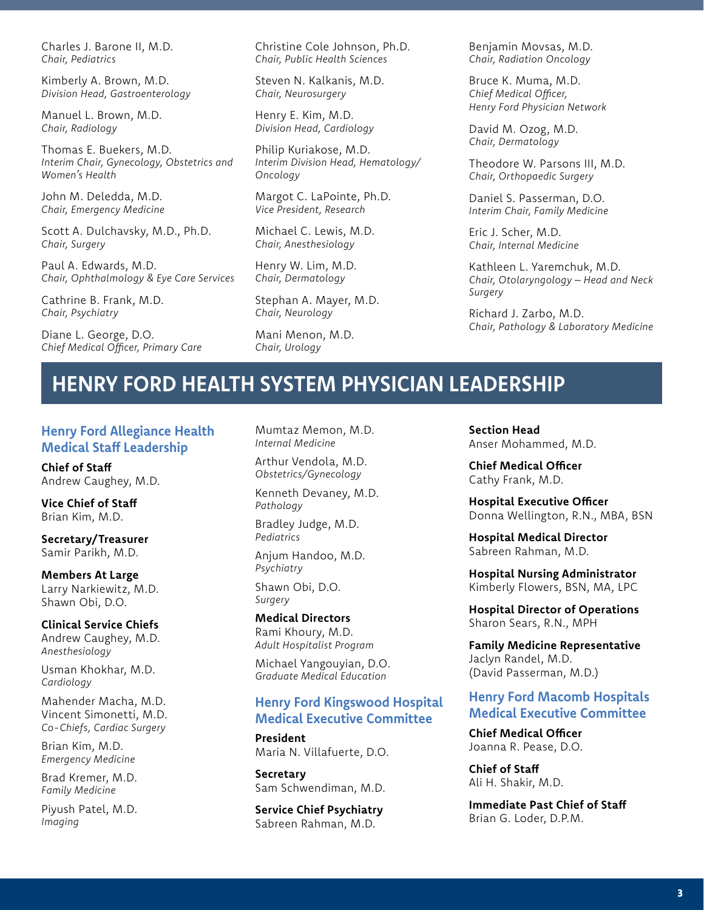Charles J. Barone II, M.D.
*Chair, Pediatrics*

Kimberly A. Brown, M.D.
*Division Head, Gastroenterology*

Manuel L. Brown, M.D.
*Chair, Radiology*

Thomas E. Buekers, M.D.
*Interim Chair, Gynecology, Obstetrics and Women's Health*

John M. Deledda, M.D.
*Chair, Emergency Medicine*

Scott A. Dulchavsky, M.D., Ph.D.
*Chair, Surgery*

Paul A. Edwards, M.D.
*Chair, Ophthalmology & Eye Care Services*

Cathrine B. Frank, M.D.
*Chair, Psychiatry*

Diane L. George, D.O.
*Chief Medical Officer, Primary Care*

Christine Cole Johnson, Ph.D.
*Chair, Public Health Sciences*

Steven N. Kalkanis, M.D.
*Chair, Neurosurgery*

Henry E. Kim, M.D.
*Division Head, Cardiology*

Philip Kuriakose, M.D.
*Interim Division Head, Hematology/Oncology*

Margot C. LaPointe, Ph.D.
*Vice President, Research*

Michael C. Lewis, M.D.
*Chair, Anesthesiology*

Henry W. Lim, M.D.
*Chair, Dermatology*

Stephan A. Mayer, M.D.
*Chair, Neurology*

Mani Menon, M.D.
*Chair, Urology*

Benjamin Movsas, M.D.
*Chair, Radiation Oncology*

Bruce K. Muma, M.D.
*Chief Medical Officer, Henry Ford Physician Network*

David M. Ozog, M.D.
*Chair, Dermatology*

Theodore W. Parsons III, M.D.
*Chair, Orthopaedic Surgery*

Daniel S. Passerman, D.O.
*Interim Chair, Family Medicine*

Eric J. Scher, M.D.
*Chair, Internal Medicine*

Kathleen L. Yaremchuk, M.D.
*Chair, Otolaryngology – Head and Neck Surgery*

Richard J. Zarbo, M.D.
*Chair, Pathology & Laboratory Medicine*

# HENRY FORD HEALTH SYSTEM PHYSICIAN LEADERSHIP

## Henry Ford Allegiance Health Medical Staff Leadership

**Chief of Staff**
Andrew Caughey, M.D.

**Vice Chief of Staff**
Brian Kim, M.D.

**Secretary/Treasurer**
Samir Parikh, M.D.

**Members At Large**
Larry Narkiewitz, M.D.
Shawn Obi, D.O.

**Clinical Service Chiefs**
Andrew Caughey, M.D.
*Anesthesiology*

Usman Khokhar, M.D.
*Cardiology*

Mahender Macha, M.D.
Vincent Simonetti, M.D.
*Co-Chiefs, Cardiac Surgery*

Brian Kim, M.D.
*Emergency Medicine*

Brad Kremer, M.D.
*Family Medicine*

Piyush Patel, M.D.
*Imaging*

Mumtaz Memon, M.D.
*Internal Medicine*

Arthur Vendola, M.D.
*Obstetrics/Gynecology*

Kenneth Devaney, M.D.
*Pathology*

Bradley Judge, M.D.
*Pediatrics*

Anjum Handoo, M.D.
*Psychiatry*

Shawn Obi, D.O.
*Surgery*

**Medical Directors**
Rami Khoury, M.D.
*Adult Hospitalist Program*

Michael Yangouyian, D.O.
*Graduate Medical Education*

## Henry Ford Kingswood Hospital Medical Executive Committee

**President**
Maria N. Villafuerte, D.O.

**Secretary**
Sam Schwendiman, M.D.

**Service Chief Psychiatry**
Sabreen Rahman, M.D.

**Section Head**
Anser Mohammed, M.D.

**Chief Medical Officer**
Cathy Frank, M.D.

**Hospital Executive Officer**
Donna Wellington, R.N., MBA, BSN

**Hospital Medical Director**
Sabreen Rahman, M.D.

**Hospital Nursing Administrator**
Kimberly Flowers, BSN, MA, LPC

**Hospital Director of Operations**
Sharon Sears, R.N., MPH

**Family Medicine Representative**
Jaclyn Randel, M.D.
(David Passerman, M.D.)

## Henry Ford Macomb Hospitals Medical Executive Committee

**Chief Medical Officer**
Joanna R. Pease, D.O.

**Chief of Staff**
Ali H. Shakir, M.D.

**Immediate Past Chief of Staff**
Brian G. Loder, D.P.M.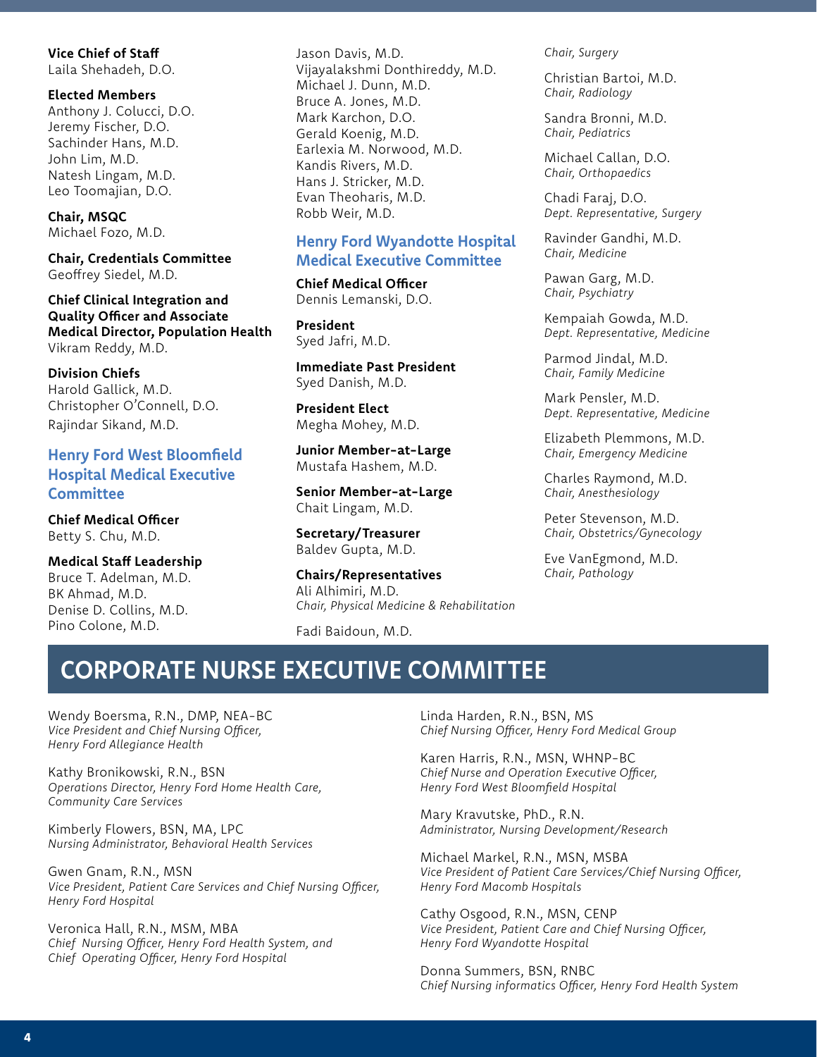**Vice Chief of Staff**
Laila Shehadeh, D.O.

**Elected Members**
Anthony J. Colucci, D.O.
Jeremy Fischer, D.O.
Sachinder Hans, M.D.
John Lim, M.D.
Natesh Lingam, M.D.
Leo Toomajian, D.O.

**Chair, MSQC**
Michael Fozo, M.D.

**Chair, Credentials Committee**
Geoffrey Siedel, M.D.

**Chief Clinical Integration and Quality Officer and Associate Medical Director, Population Health**
Vikram Reddy, M.D.

**Division Chiefs**
Harold Gallick, M.D.
Christopher O'Connell, D.O.
Rajindar Sikand, M.D.

## Henry Ford West Bloomfield Hospital Medical Executive Committee

**Chief Medical Officer**
Betty S. Chu, M.D.

**Medical Staff Leadership**
Bruce T. Adelman, M.D.
BK Ahmad, M.D.
Denise D. Collins, M.D.
Pino Colone, M.D.
Jason Davis, M.D.
Vijayalakshmi Donthireddy, M.D.
Michael J. Dunn, M.D.
Bruce A. Jones, M.D.
Mark Karchon, D.O.
Gerald Koenig, M.D.
Earlexia M. Norwood, M.D.
Kandis Rivers, M.D.
Hans J. Stricker, M.D.
Evan Theoharis, M.D.
Robb Weir, M.D.

## Henry Ford Wyandotte Hospital Medical Executive Committee

**Chief Medical Officer**
Dennis Lemanski, D.O.

**President**
Syed Jafri, M.D.

**Immediate Past President**
Syed Danish, M.D.

**President Elect**
Megha Mohey, M.D.

**Junior Member-at-Large**
Mustafa Hashem, M.D.

**Senior Member-at-Large**
Chait Lingam, M.D.

**Secretary/Treasurer**
Baldev Gupta, M.D.

**Chairs/Representatives**
Ali Alhimiri, M.D.
*Chair, Physical Medicine & Rehabilitation*

Fadi Baidoun, M.D.
*Chair, Surgery*

Christian Bartoi, M.D.
*Chair, Radiology*

Sandra Bronni, M.D.
*Chair, Pediatrics*

Michael Callan, D.O.
*Chair, Orthopaedics*

Chadi Faraj, D.O.
*Dept. Representative, Surgery*

Ravinder Gandhi, M.D.
*Chair, Medicine*

Pawan Garg, M.D.
*Chair, Psychiatry*

Kempaiah Gowda, M.D.
*Dept. Representative, Medicine*

Parmod Jindal, M.D.
*Chair, Family Medicine*

Mark Pensler, M.D.
*Dept. Representative, Medicine*

Elizabeth Plemmons, M.D.
*Chair, Emergency Medicine*

Charles Raymond, M.D.
*Chair, Anesthesiology*

Peter Stevenson, M.D.
*Chair, Obstetrics/Gynecology*

Eve VanEgmond, M.D.
*Chair, Pathology*

# CORPORATE NURSE EXECUTIVE COMMITTEE

Wendy Boersma, R.N., DMP, NEA-BC
*Vice President and Chief Nursing Officer, Henry Ford Allegiance Health*

Kathy Bronikowski, R.N., BSN
*Operations Director, Henry Ford Home Health Care, Community Care Services*

Kimberly Flowers, BSN, MA, LPC
*Nursing Administrator, Behavioral Health Services*

Gwen Gnam, R.N., MSN
*Vice President, Patient Care Services and Chief Nursing Officer, Henry Ford Hospital*

Veronica Hall, R.N., MSM, MBA
*Chief Nursing Officer, Henry Ford Health System, and Chief Operating Officer, Henry Ford Hospital*

Linda Harden, R.N., BSN, MS
*Chief Nursing Officer, Henry Ford Medical Group*

Karen Harris, R.N., MSN, WHNP-BC
*Chief Nurse and Operation Executive Officer, Henry Ford West Bloomfield Hospital*

Mary Kravutske, PhD., R.N.
*Administrator, Nursing Development/Research*

Michael Markel, R.N., MSN, MSBA
*Vice President of Patient Care Services/Chief Nursing Officer, Henry Ford Macomb Hospitals*

Cathy Osgood, R.N., MSN, CENP
*Vice President, Patient Care and Chief Nursing Officer, Henry Ford Wyandotte Hospital*

Donna Summers, BSN, RNBC
*Chief Nursing informatics Officer, Henry Ford Health System*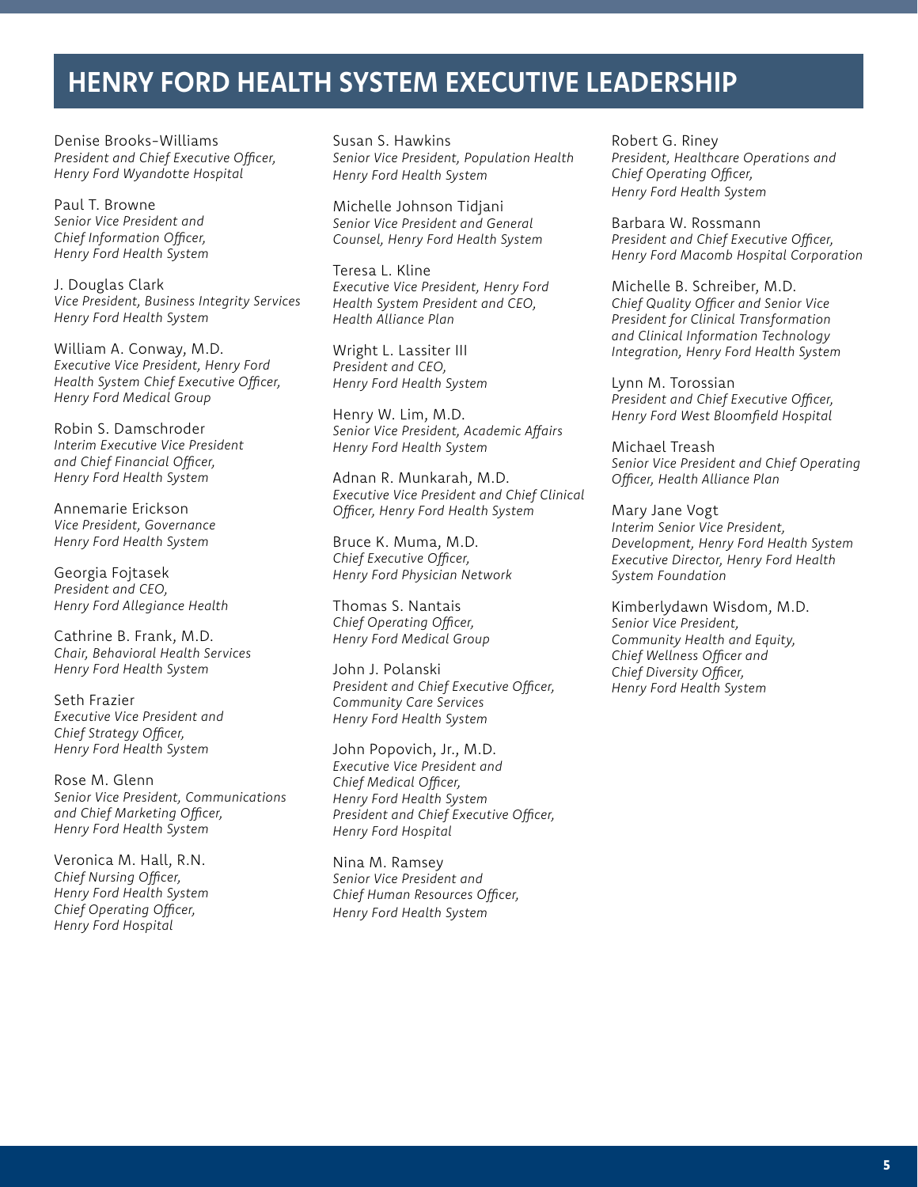# HENRY FORD HEALTH SYSTEM EXECUTIVE LEADERSHIP

Denise Brooks-Williams
*President and Chief Executive Officer, Henry Ford Wyandotte Hospital*

Paul T. Browne
*Senior Vice President and Chief Information Officer, Henry Ford Health System*

J. Douglas Clark
*Vice President, Business Integrity Services Henry Ford Health System*

William A. Conway, M.D.
*Executive Vice President, Henry Ford Health System Chief Executive Officer, Henry Ford Medical Group*

Robin S. Damschroder
*Interim Executive Vice President and Chief Financial Officer, Henry Ford Health System*

Annemarie Erickson
*Vice President, Governance Henry Ford Health System*

Georgia Fojtasek
*President and CEO, Henry Ford Allegiance Health*

Cathrine B. Frank, M.D.
*Chair, Behavioral Health Services Henry Ford Health System*

Seth Frazier
*Executive Vice President and Chief Strategy Officer, Henry Ford Health System*

Rose M. Glenn
*Senior Vice President, Communications and Chief Marketing Officer, Henry Ford Health System*

Veronica M. Hall, R.N.
*Chief Nursing Officer, Henry Ford Health System Chief Operating Officer, Henry Ford Hospital*

Susan S. Hawkins
*Senior Vice President, Population Health Henry Ford Health System*

Michelle Johnson Tidjani
*Senior Vice President and General Counsel, Henry Ford Health System*

Teresa L. Kline
*Executive Vice President, Henry Ford Health System President and CEO, Health Alliance Plan*

Wright L. Lassiter III
*President and CEO, Henry Ford Health System*

Henry W. Lim, M.D.
*Senior Vice President, Academic Affairs Henry Ford Health System*

Adnan R. Munkarah, M.D.
*Executive Vice President and Chief Clinical Officer, Henry Ford Health System*

Bruce K. Muma, M.D.
*Chief Executive Officer, Henry Ford Physician Network*

Thomas S. Nantais
*Chief Operating Officer, Henry Ford Medical Group*

John J. Polanski
*President and Chief Executive Officer, Community Care Services Henry Ford Health System*

John Popovich, Jr., M.D.
*Executive Vice President and Chief Medical Officer, Henry Ford Health System President and Chief Executive Officer, Henry Ford Hospital*

Nina M. Ramsey
*Senior Vice President and Chief Human Resources Officer, Henry Ford Health System*

Robert G. Riney
*President, Healthcare Operations and Chief Operating Officer, Henry Ford Health System*

Barbara W. Rossmann
*President and Chief Executive Officer, Henry Ford Macomb Hospital Corporation*

Michelle B. Schreiber, M.D.
*Chief Quality Officer and Senior Vice President for Clinical Transformation and Clinical Information Technology Integration, Henry Ford Health System*

Lynn M. Torossian
*President and Chief Executive Officer, Henry Ford West Bloomfield Hospital*

Michael Treash
*Senior Vice President and Chief Operating Officer, Health Alliance Plan*

Mary Jane Vogt
*Interim Senior Vice President, Development, Henry Ford Health System Executive Director, Henry Ford Health System Foundation*

Kimberlydawn Wisdom, M.D.
*Senior Vice President, Community Health and Equity, Chief Wellness Officer and Chief Diversity Officer, Henry Ford Health System*